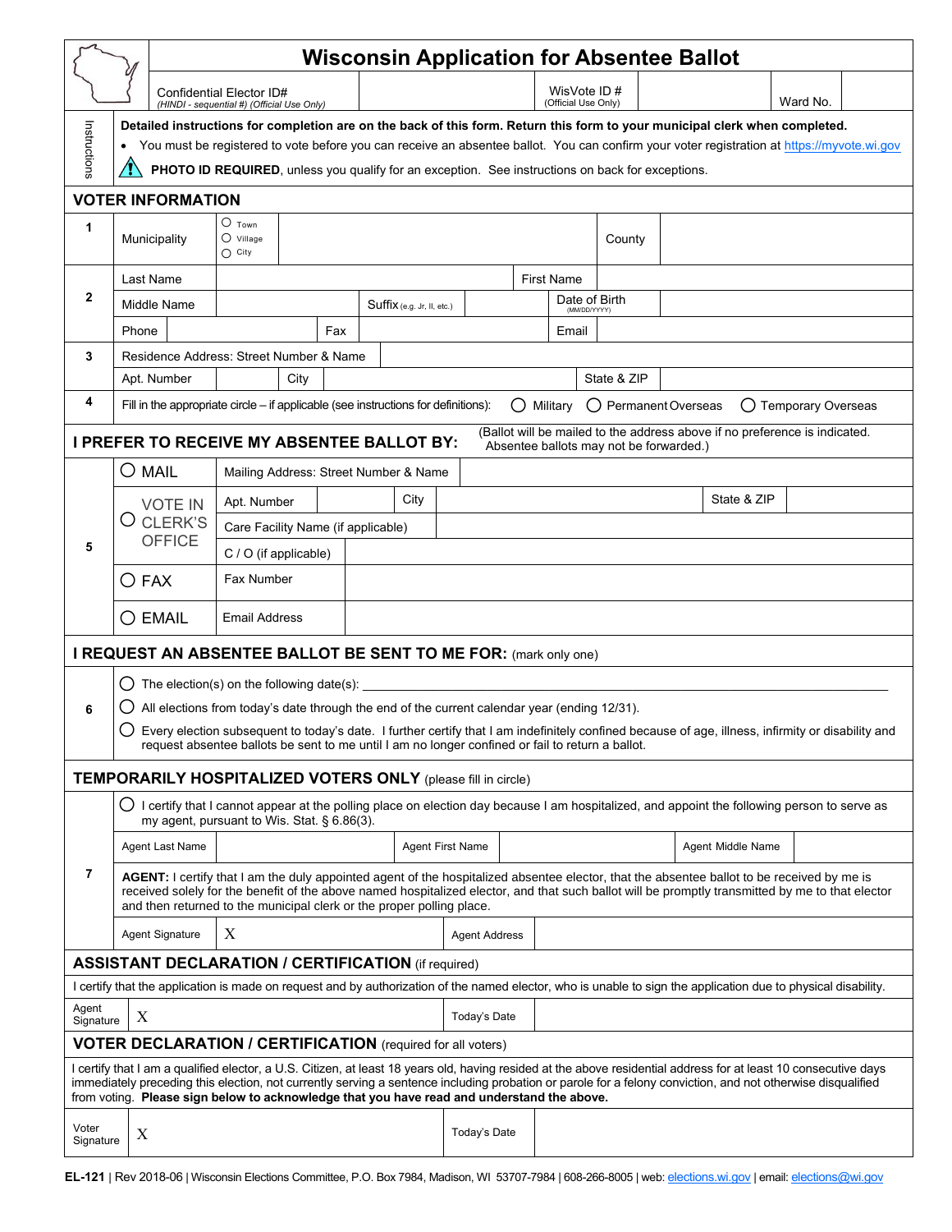# Wisconsin Application for Absentee Ballot

| Confidential Elector ID# *(HINDI - sequential #) (Official Use Only)* | | WisVote ID # *(Official Use Only)* | | Ward No. | |
|---|---|---|---|---|---|

**Instructions**

**Detailed instructions for completion are on the back of this form. Return this form to your municipal clerk when completed.**

- You must be registered to vote before you can receive an absentee ballot. You can confirm your voter registration at https://myvote.wi.gov

⚠ **PHOTO ID REQUIRED**, unless you qualify for an exception. See instructions on back for exceptions.

## VOTER INFORMATION

**1**

| Municipality | ○ Town ○ Village ○ City | | County | |
|---|---|---|---|---|

**2**

| Last Name | | First Name | |
|---|---|---|---|
| Middle Name | | Suffix (e.g. Jr, II, etc.) | |
| Date of Birth (MM/DD/YYYY) | | | |
| Phone | | Fax | |
| Email | | | |

**3**

| Residence Address: Street Number & Name | | | |
|---|---|---|---|
| Apt. Number | | City | |
| State & ZIP | | | |

**4** Fill in the appropriate circle – if applicable (see instructions for definitions): ○ Military ○ Permanent Overseas ○ Temporary Overseas

## I PREFER TO RECEIVE MY ABSENTEE BALLOT BY:

(Ballot will be mailed to the address above if no preference is indicated. Absentee ballots may not be forwarded.)

**5**

| | | |
|---|---|---|
| ○ MAIL | Mailing Address: Street Number & Name | |
| | Apt. Number | City | State & ZIP |
| ○ VOTE IN CLERK'S OFFICE | Care Facility Name (if applicable) | |
| | C / O (if applicable) | |
| ○ FAX | Fax Number | |
| ○ EMAIL | Email Address | |

## I REQUEST AN ABSENTEE BALLOT BE SENT TO ME FOR: (mark only one)

**6**

○ The election(s) on the following date(s): ______________________________

○ All elections from today's date through the end of the current calendar year (ending 12/31).

○ Every election subsequent to today's date. I further certify that I am indefinitely confined because of age, illness, infirmity or disability and request absentee ballots be sent to me until I am no longer confined or fail to return a ballot.

## TEMPORARILY HOSPITALIZED VOTERS ONLY (please fill in circle)

**7**

○ I certify that I cannot appear at the polling place on election day because I am hospitalized, and appoint the following person to serve as my agent, pursuant to Wis. Stat. § 6.86(3).

| Agent Last Name | | Agent First Name | | Agent Middle Name | |
|---|---|---|---|---|---|

**AGENT:** I certify that I am the duly appointed agent of the hospitalized absentee elector, that the absentee ballot to be received by me is received solely for the benefit of the above named hospitalized elector, and that such ballot will be promptly transmitted by me to that elector and then returned to the municipal clerk or the proper polling place.

| Agent Signature | X | Agent Address | |
|---|---|---|---|

## ASSISTANT DECLARATION / CERTIFICATION (if required)

I certify that the application is made on request and by authorization of the named elector, who is unable to sign the application due to physical disability.

| Agent Signature | X | Today's Date | |
|---|---|---|---|

## VOTER DECLARATION / CERTIFICATION (required for all voters)

I certify that I am a qualified elector, a U.S. Citizen, at least 18 years old, having resided at the above residential address for at least 10 consecutive days immediately preceding this election, not currently serving a sentence including probation or parole for a felony conviction, and not otherwise disqualified from voting. **Please sign below to acknowledge that you have read and understand the above.**

| Voter Signature | X | Today's Date | |
|---|---|---|---|

**EL-121** | Rev 2018-06 | Wisconsin Elections Committee, P.O. Box 7984, Madison, WI 53707-7984 | 608-266-8005 | web: elections.wi.gov | email: elections@wi.gov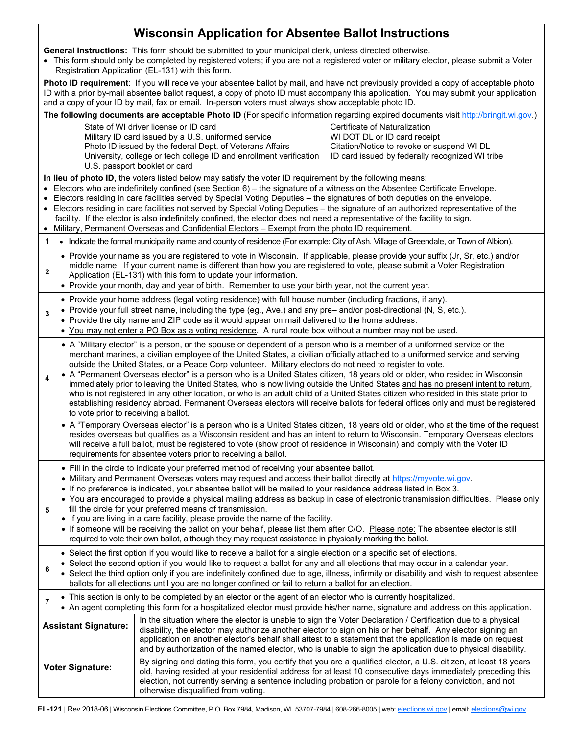# Wisconsin Application for Absentee Ballot Instructions

**General Instructions:** This form should be submitted to your municipal clerk, unless directed otherwise.

- This form should only be completed by registered voters; if you are not a registered voter or military elector, please submit a Voter Registration Application (EL-131) with this form.

**Photo ID requirement**: If you will receive your absentee ballot by mail, and have not previously provided a copy of acceptable photo ID with a prior by-mail absentee ballot request, a copy of photo ID must accompany this application. You may submit your application and a copy of your ID by mail, fax or email. In-person voters must always show acceptable photo ID.

**The following documents are acceptable Photo ID** (For specific information regarding expired documents visit http://bringit.wi.gov.)

- State of WI driver license or ID card
- Military ID card issued by a U.S. uniformed service
- Photo ID issued by the federal Dept. of Veterans Affairs
- University, college or tech college ID and enrollment verification
- U.S. passport booklet or card
- Certificate of Naturalization
- WI DOT DL or ID card receipt
- Citation/Notice to revoke or suspend WI DL
- ID card issued by federally recognized WI tribe

**In lieu of photo ID**, the voters listed below may satisfy the voter ID requirement by the following means:

- Electors who are indefinitely confined (see Section 6) – the signature of a witness on the Absentee Certificate Envelope.
- Electors residing in care facilities served by Special Voting Deputies – the signatures of both deputies on the envelope.
- Electors residing in care facilities not served by Special Voting Deputies – the signature of an authorized representative of the facility. If the elector is also indefinitely confined, the elector does not need a representative of the facility to sign.
- Military, Permanent Overseas and Confidential Electors – Exempt from the photo ID requirement.

**1**

- Indicate the formal municipality name and county of residence (For example: City of Ash, Village of Greendale, or Town of Albion).

**2**

- Provide your name as you are registered to vote in Wisconsin. If applicable, please provide your suffix (Jr, Sr, etc.) and/or middle name. If your current name is different than how you are registered to vote, please submit a Voter Registration Application (EL-131) with this form to update your information.
- Provide your month, day and year of birth. Remember to use your birth year, not the current year.

**3**

- Provide your home address (legal voting residence) with full house number (including fractions, if any).
- Provide your full street name, including the type (eg., Ave.) and any pre– and/or post-directional (N, S, etc.).
- Provide the city name and ZIP code as it would appear on mail delivered to the home address.
- You may not enter a PO Box as a voting residence. A rural route box without a number may not be used.

**4**

- A "Military elector" is a person, or the spouse or dependent of a person who is a member of a uniformed service or the merchant marines, a civilian employee of the United States, a civilian officially attached to a uniformed service and serving outside the United States, or a Peace Corp volunteer. Military electors do not need to register to vote.
- A "Permanent Overseas elector" is a person who is a United States citizen, 18 years old or older, who resided in Wisconsin immediately prior to leaving the United States, who is now living outside the United States and has no present intent to return, who is not registered in any other location, or who is an adult child of a United States citizen who resided in this state prior to establishing residency abroad. Permanent Overseas electors will receive ballots for federal offices only and must be registered to vote prior to receiving a ballot.
- A "Temporary Overseas elector" is a person who is a United States citizen, 18 years old or older, who at the time of the request resides overseas but qualifies as a Wisconsin resident and has an intent to return to Wisconsin. Temporary Overseas electors will receive a full ballot, must be registered to vote (show proof of residence in Wisconsin) and comply with the Voter ID requirements for absentee voters prior to receiving a ballot.

**5**

- Fill in the circle to indicate your preferred method of receiving your absentee ballot.
- Military and Permanent Overseas voters may request and access their ballot directly at https://myvote.wi.gov.
- If no preference is indicated, your absentee ballot will be mailed to your residence address listed in Box 3.
- You are encouraged to provide a physical mailing address as backup in case of electronic transmission difficulties. Please only fill the circle for your preferred means of transmission.
- If you are living in a care facility, please provide the name of the facility.
- If someone will be receiving the ballot on your behalf, please list them after C/O. Please note: The absentee elector is still required to vote their own ballot, although they may request assistance in physically marking the ballot.

**6**

- Select the first option if you would like to receive a ballot for a single election or a specific set of elections.
- Select the second option if you would like to request a ballot for any and all elections that may occur in a calendar year.
- Select the third option only if you are indefinitely confined due to age, illness, infirmity or disability and wish to request absentee ballots for all elections until you are no longer confined or fail to return a ballot for an election.

**7**

- This section is only to be completed by an elector or the agent of an elector who is currently hospitalized.
- An agent completing this form for a hospitalized elector must provide his/her name, signature and address on this application.

**Assistant Signature:** In the situation where the elector is unable to sign the Voter Declaration / Certification due to a physical disability, the elector may authorize another elector to sign on his or her behalf. Any elector signing an application on another elector's behalf shall attest to a statement that the application is made on request and by authorization of the named elector, who is unable to sign the application due to physical disability.

**Voter Signature:** By signing and dating this form, you certify that you are a qualified elector, a U.S. citizen, at least 18 years old, having resided at your residential address for at least 10 consecutive days immediately preceding this election, not currently serving a sentence including probation or parole for a felony conviction, and not otherwise disqualified from voting.

**EL-121** | Rev 2018-06 | Wisconsin Elections Committee, P.O. Box 7984, Madison, WI 53707-7984 | 608-266-8005 | web: elections.wi.gov | email: elections@wi.gov